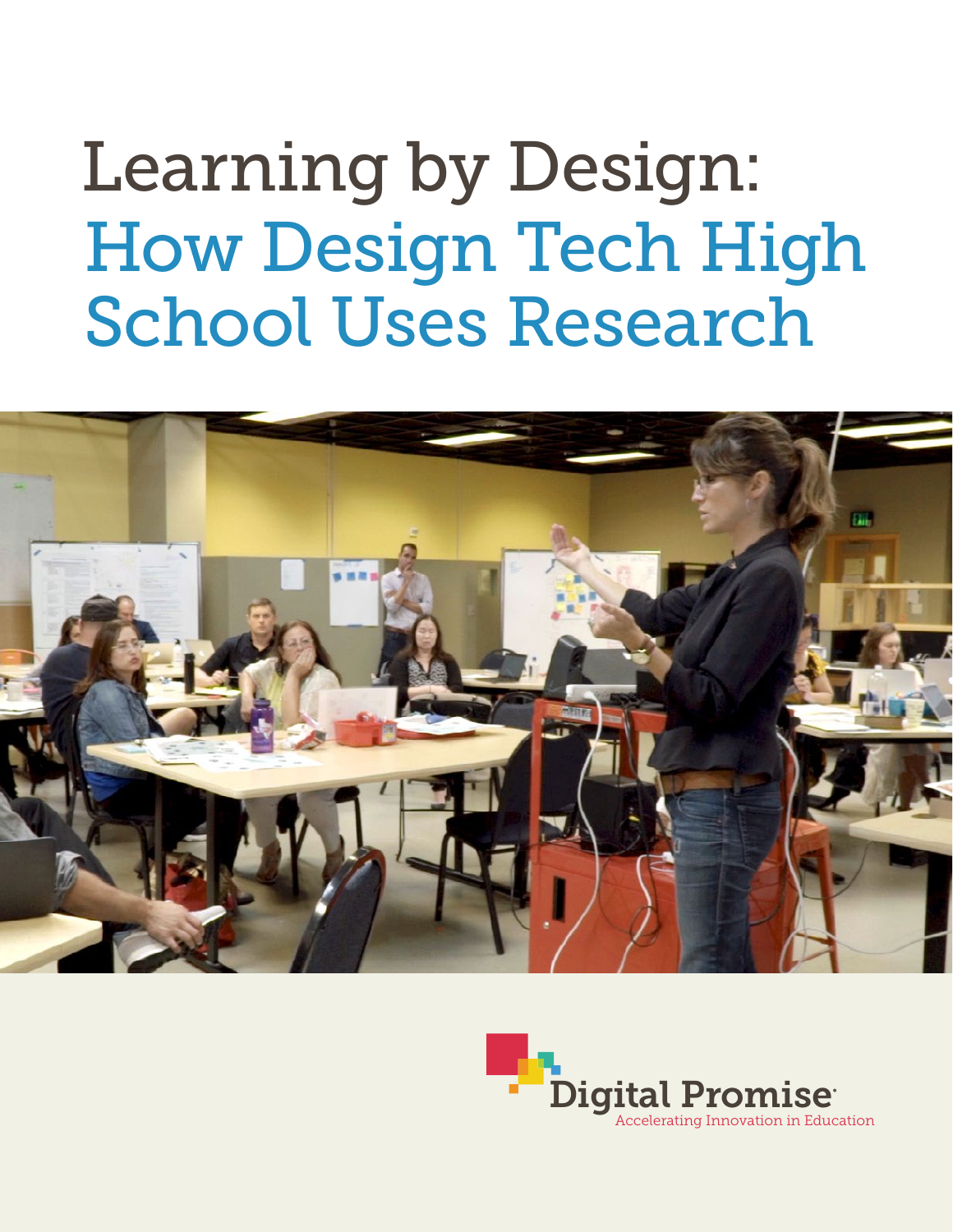# Learning by Design: How Design Tech High School Uses Research

Digital Promise
Accelerating Innovation in Education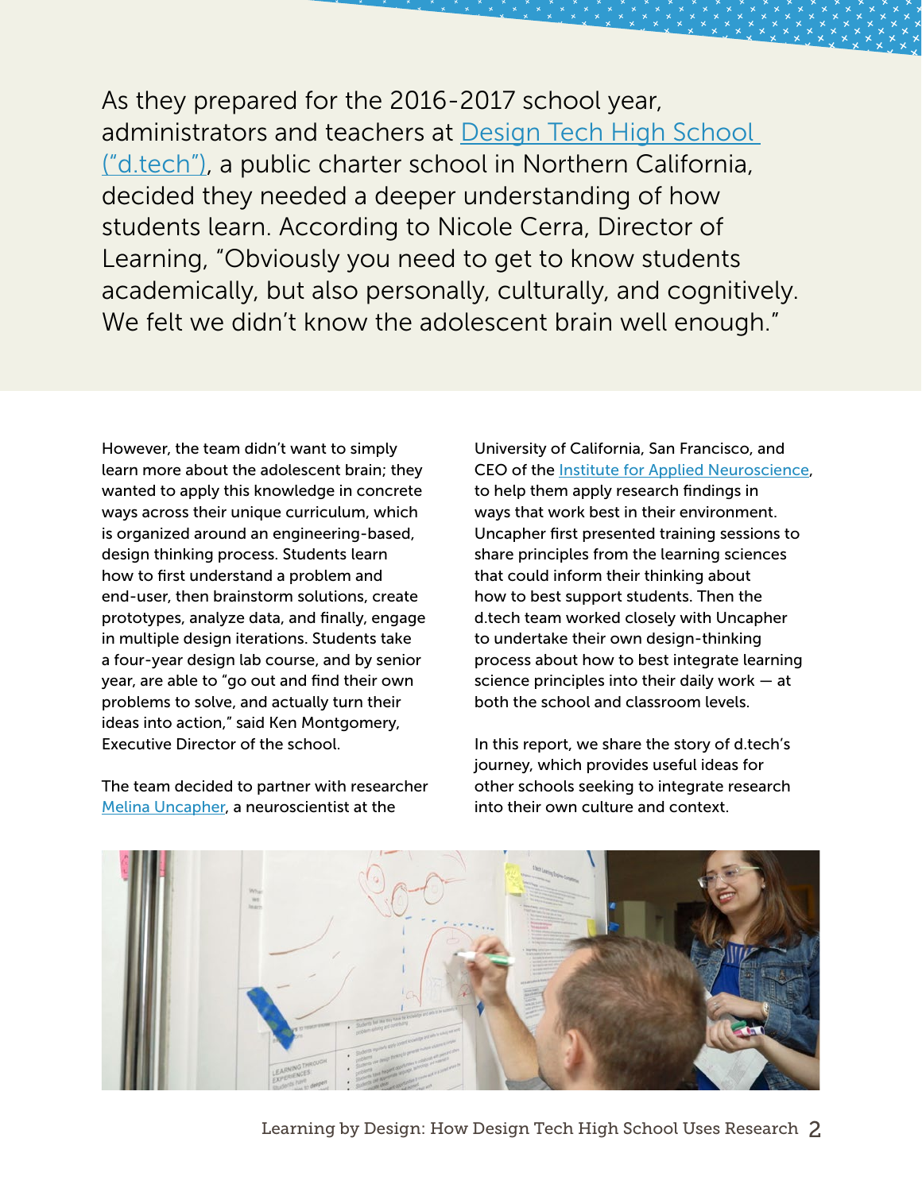As they prepared for the 2016-2017 school year, administrators and teachers at Design Tech High School ("d.tech"), a public charter school in Northern California, decided they needed a deeper understanding of how students learn. According to Nicole Cerra, Director of Learning, "Obviously you need to get to know students academically, but also personally, culturally, and cognitively. We felt we didn't know the adolescent brain well enough."

However, the team didn't want to simply learn more about the adolescent brain; they wanted to apply this knowledge in concrete ways across their unique curriculum, which is organized around an engineering-based, design thinking process. Students learn how to first understand a problem and end-user, then brainstorm solutions, create prototypes, analyze data, and finally, engage in multiple design iterations. Students take a four-year design lab course, and by senior year, are able to "go out and find their own problems to solve, and actually turn their ideas into action," said Ken Montgomery, Executive Director of the school.

The team decided to partner with researcher Melina Uncapher, a neuroscientist at the University of California, San Francisco, and CEO of the Institute for Applied Neuroscience, to help them apply research findings in ways that work best in their environment. Uncapher first presented training sessions to share principles from the learning sciences that could inform their thinking about how to best support students. Then the d.tech team worked closely with Uncapher to undertake their own design-thinking process about how to best integrate learning science principles into their daily work — at both the school and classroom levels.

In this report, we share the story of d.tech's journey, which provides useful ideas for other schools seeking to integrate research into their own culture and context.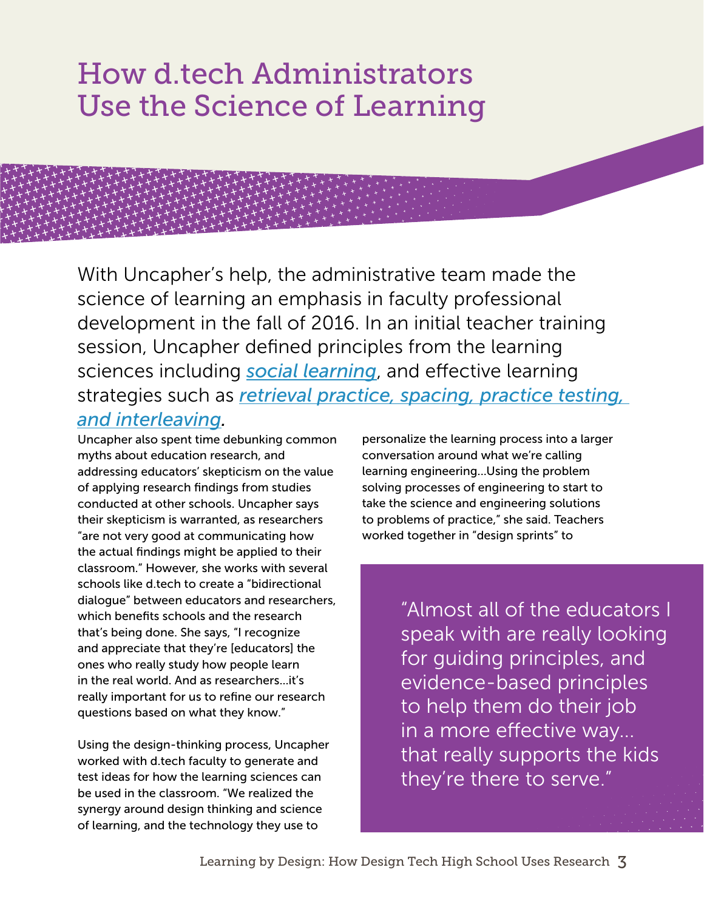# How d.tech Administrators Use the Science of Learning

With Uncapher's help, the administrative team made the science of learning an emphasis in faculty professional development in the fall of 2016. In an initial teacher training session, Uncapher defined principles from the learning sciences including *social learning*, and effective learning strategies such as *retrieval practice, spacing, practice testing, and interleaving*.

Uncapher also spent time debunking common myths about education research, and addressing educators' skepticism on the value of applying research findings from studies conducted at other schools. Uncapher says their skepticism is warranted, as researchers "are not very good at communicating how the actual findings might be applied to their classroom." However, she works with several schools like d.tech to create a "bidirectional dialogue" between educators and researchers, which benefits schools and the research that's being done. She says, "I recognize and appreciate that they're [educators] the ones who really study how people learn in the real world. And as researchers...it's really important for us to refine our research questions based on what they know."

Using the design-thinking process, Uncapher worked with d.tech faculty to generate and test ideas for how the learning sciences can be used in the classroom. "We realized the synergy around design thinking and science of learning, and the technology they use to personalize the learning process into a larger conversation around what we're calling learning engineering...Using the problem solving processes of engineering to start to take the science and engineering solutions to problems of practice," she said. Teachers worked together in "design sprints" to

> "Almost all of the educators I speak with are really looking for guiding principles, and evidence-based principles to help them do their job in a more effective way... that really supports the kids they're there to serve."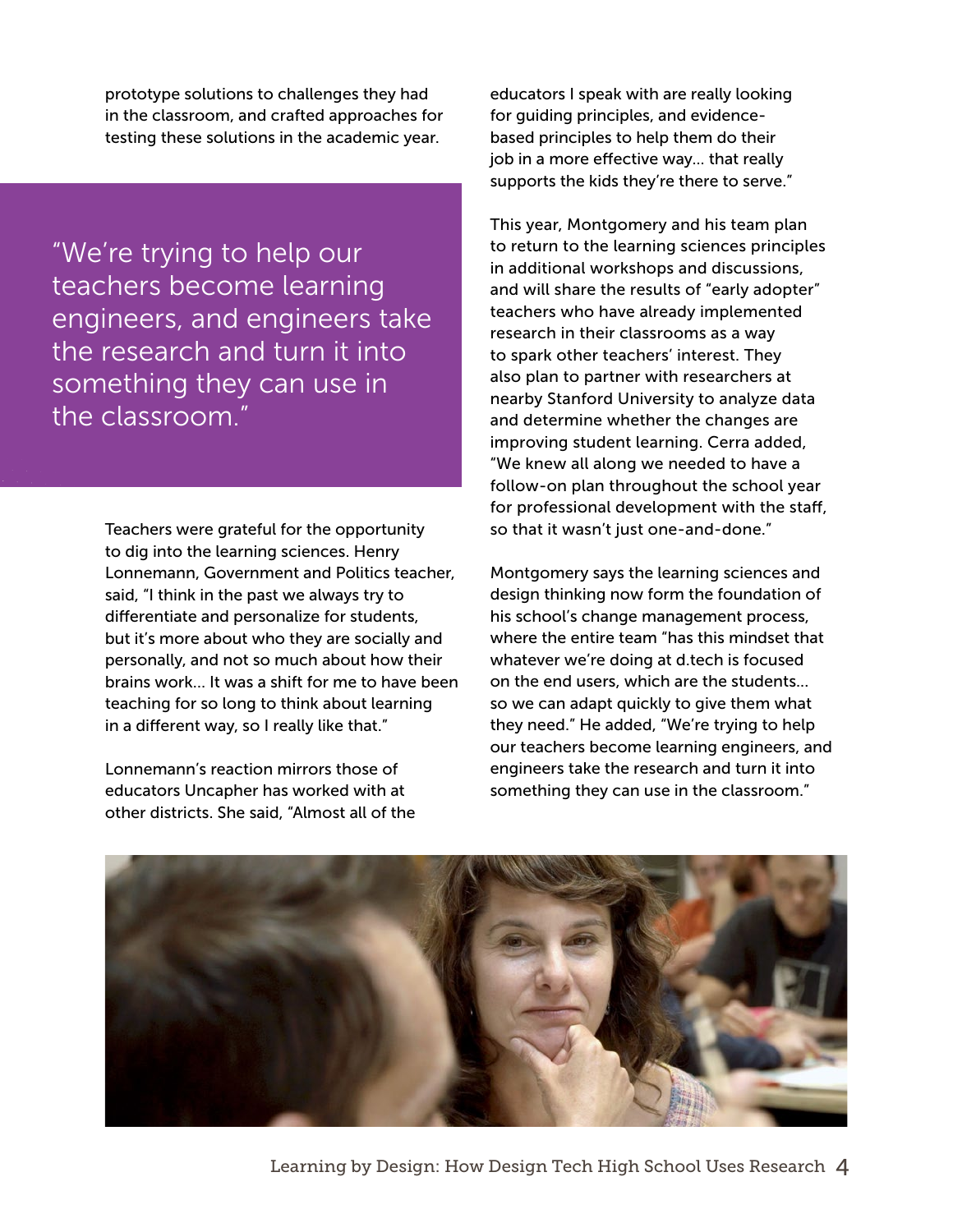prototype solutions to challenges they had in the classroom, and crafted approaches for testing these solutions in the academic year.

> "We're trying to help our teachers become learning engineers, and engineers take the research and turn it into something they can use in the classroom."

Teachers were grateful for the opportunity to dig into the learning sciences. Henry Lonnemann, Government and Politics teacher, said, "I think in the past we always try to differentiate and personalize for students, but it's more about who they are socially and personally, and not so much about how their brains work... It was a shift for me to have been teaching for so long to think about learning in a different way, so I really like that."

Lonnemann's reaction mirrors those of educators Uncapher has worked with at other districts. She said, "Almost all of the educators I speak with are really looking for guiding principles, and evidence-based principles to help them do their job in a more effective way... that really supports the kids they're there to serve."

This year, Montgomery and his team plan to return to the learning sciences principles in additional workshops and discussions, and will share the results of "early adopter" teachers who have already implemented research in their classrooms as a way to spark other teachers' interest. They also plan to partner with researchers at nearby Stanford University to analyze data and determine whether the changes are improving student learning. Cerra added, "We knew all along we needed to have a follow-on plan throughout the school year for professional development with the staff, so that it wasn't just one-and-done."

Montgomery says the learning sciences and design thinking now form the foundation of his school's change management process, where the entire team "has this mindset that whatever we're doing at d.tech is focused on the end users, which are the students... so we can adapt quickly to give them what they need." He added, "We're trying to help our teachers become learning engineers, and engineers take the research and turn it into something they can use in the classroom."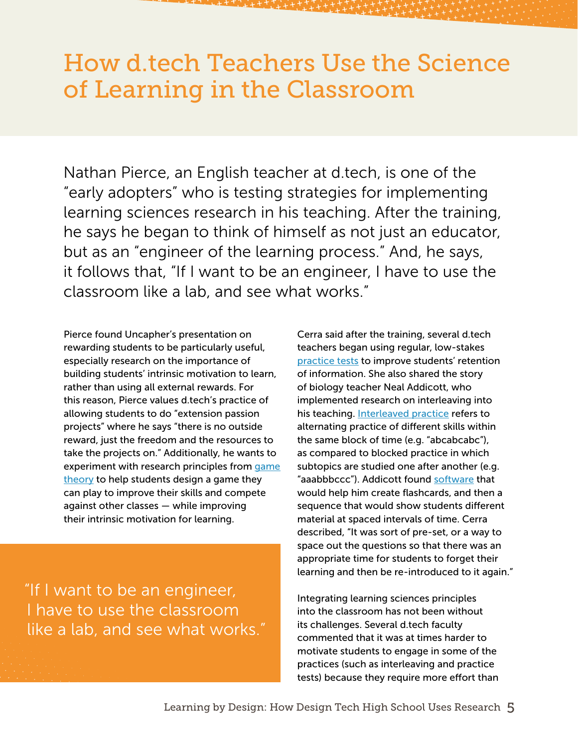# How d.tech Teachers Use the Science of Learning in the Classroom

Nathan Pierce, an English teacher at d.tech, is one of the "early adopters" who is testing strategies for implementing learning sciences research in his teaching. After the training, he says he began to think of himself as not just an educator, but as an "engineer of the learning process." And, he says, it follows that, "If I want to be an engineer, I have to use the classroom like a lab, and see what works."

Pierce found Uncapher's presentation on rewarding students to be particularly useful, especially research on the importance of building students' intrinsic motivation to learn, rather than using all external rewards. For this reason, Pierce values d.tech's practice of allowing students to do "extension passion projects" where he says "there is no outside reward, just the freedom and the resources to take the projects on." Additionally, he wants to experiment with research principles from game theory to help students design a game they can play to improve their skills and compete against other classes — while improving their intrinsic motivation for learning.

> "If I want to be an engineer, I have to use the classroom like a lab, and see what works."

Cerra said after the training, several d.tech teachers began using regular, low-stakes practice tests to improve students' retention of information. She also shared the story of biology teacher Neal Addicott, who implemented research on interleaving into his teaching. Interleaved practice refers to alternating practice of different skills within the same block of time (e.g. "abcabcabc"), as compared to blocked practice in which subtopics are studied one after another (e.g. "aaabbbccc"). Addicott found software that would help him create flashcards, and then a sequence that would show students different material at spaced intervals of time. Cerra described, "It was sort of pre-set, or a way to space out the questions so that there was an appropriate time for students to forget their learning and then be re-introduced to it again."

Integrating learning sciences principles into the classroom has not been without its challenges. Several d.tech faculty commented that it was at times harder to motivate students to engage in some of the practices (such as interleaving and practice tests) because they require more effort than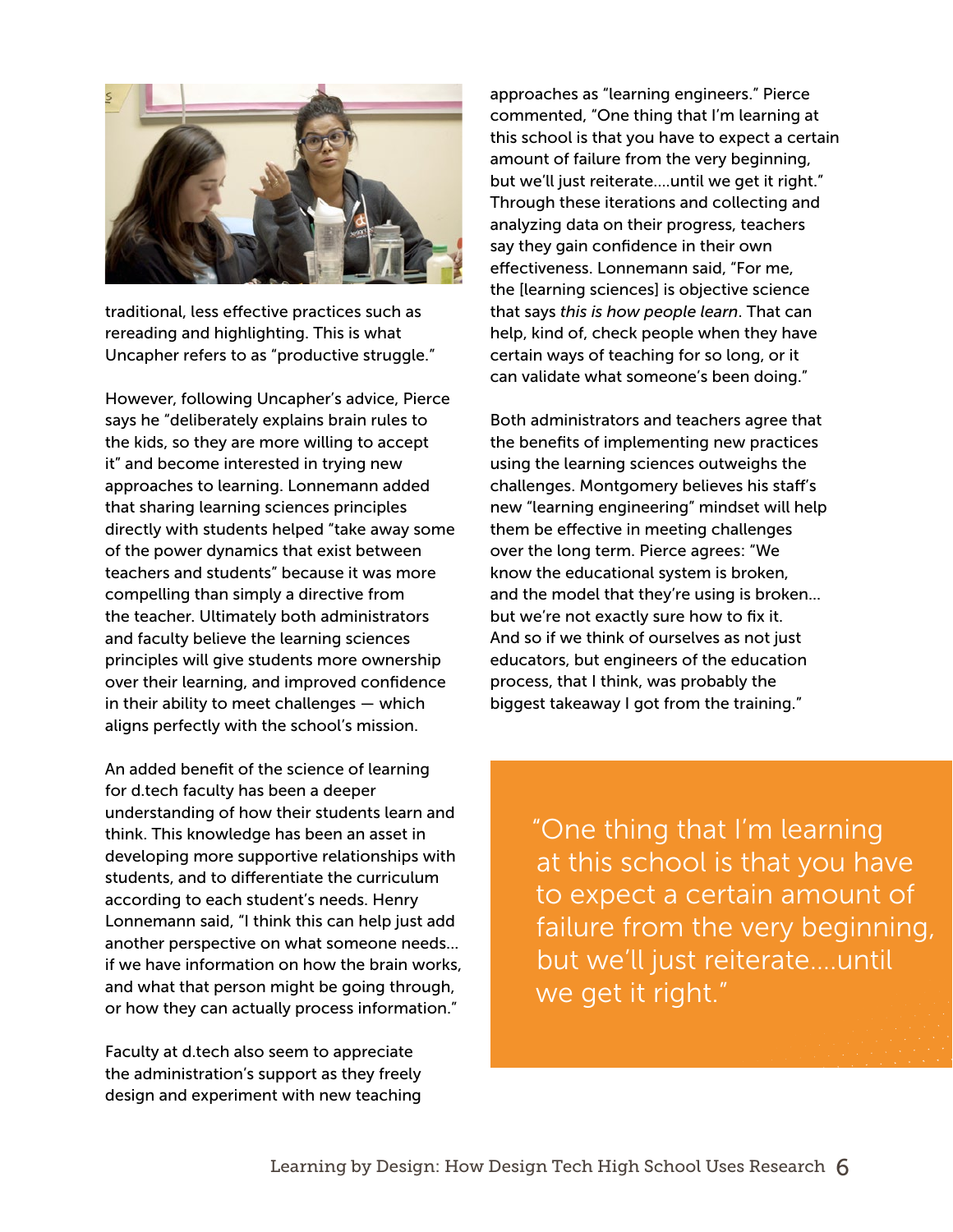traditional, less effective practices such as rereading and highlighting. This is what Uncapher refers to as "productive struggle."

However, following Uncapher's advice, Pierce says he "deliberately explains brain rules to the kids, so they are more willing to accept it" and become interested in trying new approaches to learning. Lonnemann added that sharing learning sciences principles directly with students helped "take away some of the power dynamics that exist between teachers and students" because it was more compelling than simply a directive from the teacher. Ultimately both administrators and faculty believe the learning sciences principles will give students more ownership over their learning, and improved confidence in their ability to meet challenges — which aligns perfectly with the school's mission.

An added benefit of the science of learning for d.tech faculty has been a deeper understanding of how their students learn and think. This knowledge has been an asset in developing more supportive relationships with students, and to differentiate the curriculum according to each student's needs. Henry Lonnemann said, "I think this can help just add another perspective on what someone needs... if we have information on how the brain works, and what that person might be going through, or how they can actually process information."

Faculty at d.tech also seem to appreciate the administration's support as they freely design and experiment with new teaching approaches as "learning engineers." Pierce commented, "One thing that I'm learning at this school is that you have to expect a certain amount of failure from the very beginning, but we'll just reiterate....until we get it right." Through these iterations and collecting and analyzing data on their progress, teachers say they gain confidence in their own effectiveness. Lonnemann said, "For me, the [learning sciences] is objective science that says *this is how people learn*. That can help, kind of, check people when they have certain ways of teaching for so long, or it can validate what someone's been doing."

Both administrators and teachers agree that the benefits of implementing new practices using the learning sciences outweighs the challenges. Montgomery believes his staff's new "learning engineering" mindset will help them be effective in meeting challenges over the long term. Pierce agrees: "We know the educational system is broken, and the model that they're using is broken... but we're not exactly sure how to fix it. And so if we think of ourselves as not just educators, but engineers of the education process, that I think, was probably the biggest takeaway I got from the training."

> "One thing that I'm learning at this school is that you have to expect a certain amount of failure from the very beginning, but we'll just reiterate....until we get it right."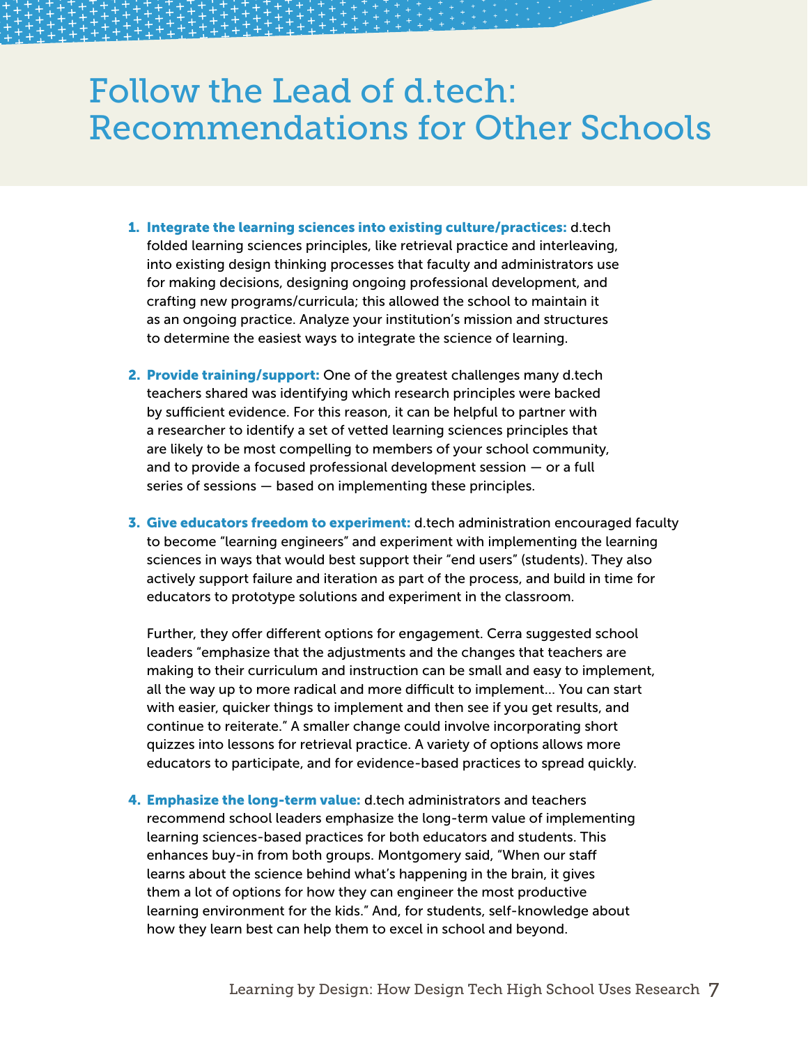# Follow the Lead of d.tech: Recommendations for Other Schools

1. **Integrate the learning sciences into existing culture/practices:** d.tech folded learning sciences principles, like retrieval practice and interleaving, into existing design thinking processes that faculty and administrators use for making decisions, designing ongoing professional development, and crafting new programs/curricula; this allowed the school to maintain it as an ongoing practice. Analyze your institution's mission and structures to determine the easiest ways to integrate the science of learning.

2. **Provide training/support:** One of the greatest challenges many d.tech teachers shared was identifying which research principles were backed by sufficient evidence. For this reason, it can be helpful to partner with a researcher to identify a set of vetted learning sciences principles that are likely to be most compelling to members of your school community, and to provide a focused professional development session — or a full series of sessions — based on implementing these principles.

3. **Give educators freedom to experiment:** d.tech administration encouraged faculty to become "learning engineers" and experiment with implementing the learning sciences in ways that would best support their "end users" (students). They also actively support failure and iteration as part of the process, and build in time for educators to prototype solutions and experiment in the classroom.

   Further, they offer different options for engagement. Cerra suggested school leaders "emphasize that the adjustments and the changes that teachers are making to their curriculum and instruction can be small and easy to implement, all the way up to more radical and more difficult to implement... You can start with easier, quicker things to implement and then see if you get results, and continue to reiterate." A smaller change could involve incorporating short quizzes into lessons for retrieval practice. A variety of options allows more educators to participate, and for evidence-based practices to spread quickly.

4. **Emphasize the long-term value:** d.tech administrators and teachers recommend school leaders emphasize the long-term value of implementing learning sciences-based practices for both educators and students. This enhances buy-in from both groups. Montgomery said, "When our staff learns about the science behind what's happening in the brain, it gives them a lot of options for how they can engineer the most productive learning environment for the kids." And, for students, self-knowledge about how they learn best can help them to excel in school and beyond.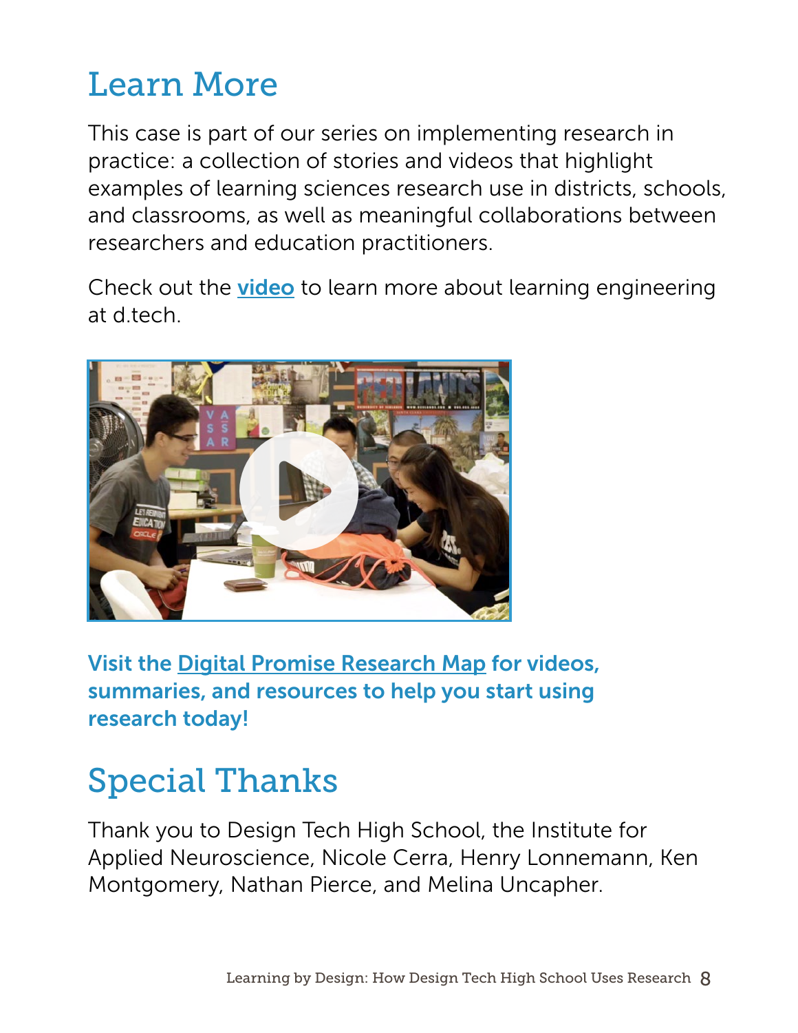## Learn More

This case is part of our series on implementing research in practice: a collection of stories and videos that highlight examples of learning sciences research use in districts, schools, and classrooms, as well as meaningful collaborations between researchers and education practitioners.

Check out the **video** to learn more about learning engineering at d.tech.

**Visit the Digital Promise Research Map for videos, summaries, and resources to help you start using research today!**

## Special Thanks

Thank you to Design Tech High School, the Institute for Applied Neuroscience, Nicole Cerra, Henry Lonnemann, Ken Montgomery, Nathan Pierce, and Melina Uncapher.